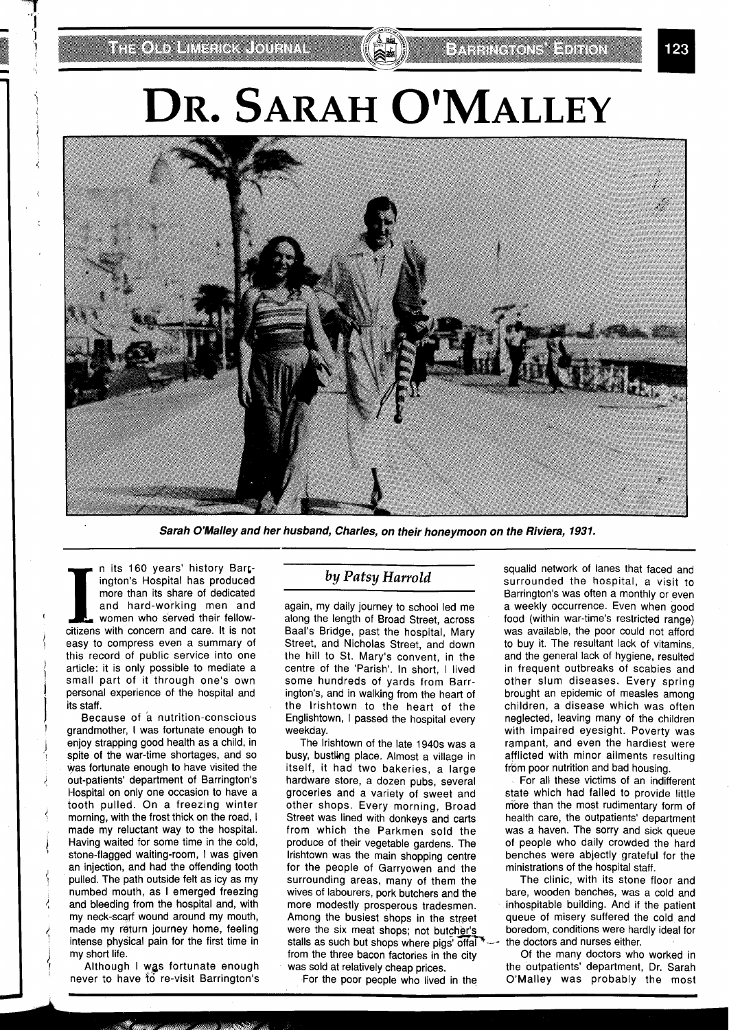# DR. SARAH O'MALLEY

*Sarah O'Malley and her husband, Charles, on their honeymoon on the Riviera, 1931.*

*by Patsy Harrold*

In its 160 years' history Barrington's Hospital has produced more than its share of dedicated and hard-working men and women who served their fellow-citizens with concern and care. It is not easy to compress even a summary of this record of public service into one article: it is only possible to mediate a small part of it through one's own personal experience of the hospital and its staff.

Because of a nutrition-conscious grandmother, I was fortunate enough to enjoy strapping good health as a child, in spite of the war-time shortages, and so was fortunate enough to have visited the out-patients' department of Barrington's Hospital on only one occasion to have a tooth pulled. On a freezing winter morning, with the frost thick on the road, I made my reluctant way to the hospital. Having waited for some time in the cold, stone-flagged waiting-room, I was given an injection, and had the offending tooth pulled. The path outside felt as icy as my numbed mouth, as I emerged freezing and bleeding from the hospital and, with my neck-scarf wound around my mouth, made my return journey home, feeling intense physical pain for the first time in my short life.

Although I was fortunate enough never to have to re-visit Barrington's again, my daily journey to school led me along the length of Broad Street, across Baal's Bridge, past the hospital, Mary Street, and Nicholas Street, and down the hill to St. Mary's convent, in the centre of the 'Parish'. In short, I lived some hundreds of yards from Barrington's, and in walking from the heart of the Irishtown to the heart of the Englishtown, I passed the hospital every weekday.

The Irishtown of the late 1940s was a busy, bustling place. Almost a village in itself, it had two bakeries, a large hardware store, a dozen pubs, several groceries and a variety of sweet and other shops. Every morning, Broad Street was lined with donkeys and carts from which the Parkmen sold the produce of their vegetable gardens. The Irishtown was the main shopping centre for the people of Garryowen and the surrounding areas, many of them the wives of labourers, pork butchers and the more modestly prosperous tradesmen. Among the busiest shops in the street were the six meat shops; not butcher's stalls as such but shops where pigs' offal from the three bacon factories in the city was sold at relatively cheap prices.

For the poor people who lived in the squalid network of lanes that faced and surrounded the hospital, a visit to Barrington's was often a monthly or even a weekly occurrence. Even when good food (within war-time's restricted range) was available, the poor could not afford to buy it. The resultant lack of vitamins, and the general lack of hygiene, resulted in frequent outbreaks of scabies and other slum diseases. Every spring brought an epidemic of measles among children, a disease which was often neglected, leaving many of the children with impaired eyesight. Poverty was rampant, and even the hardiest were afflicted with minor ailments resulting from poor nutrition and bad housing.

For all these victims of an indifferent state which had failed to provide little more than the most rudimentary form of health care, the outpatients' department was a haven. The sorry and sick queue of people who daily crowded the hard benches were abjectly grateful for the ministrations of the hospital staff.

The clinic, with its stone floor and bare, wooden benches, was a cold and inhospitable building. And if the patient queue of misery suffered the cold and boredom, conditions were hardly ideal for the doctors and nurses either.

Of the many doctors who worked in the outpatients' department, Dr. Sarah O'Malley was probably the most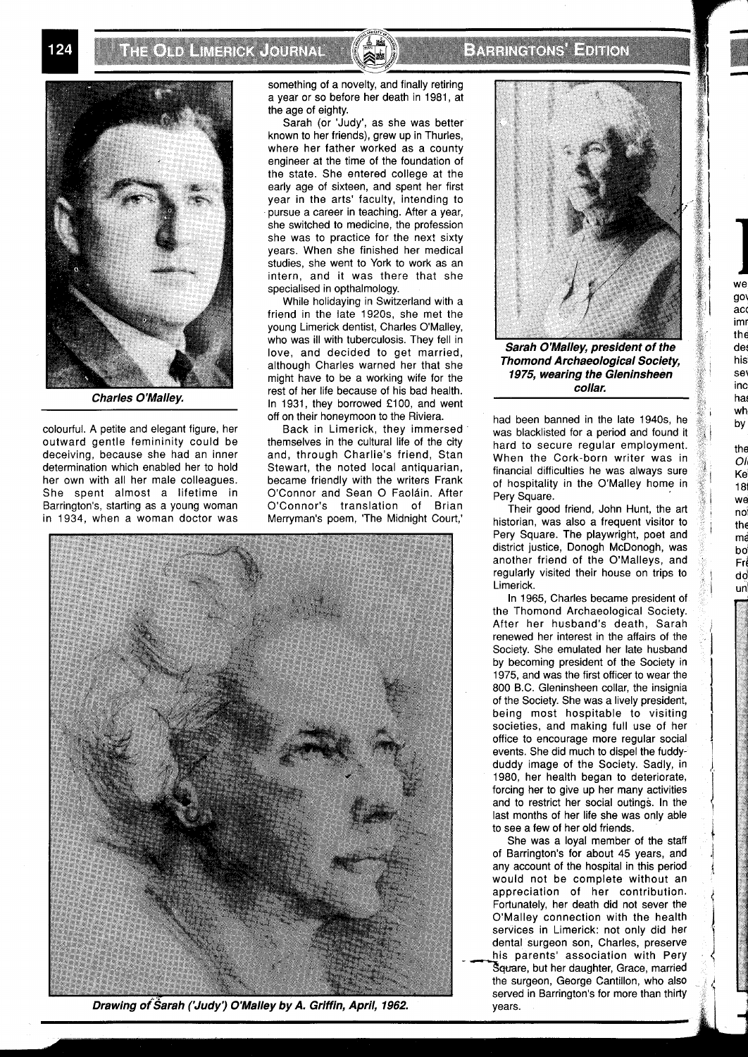*Charles O'Malley.*

colourful. A petite and elegant figure, her outward gentle femininity could be deceiving, because she had an inner determination which enabled her to hold her own with all her male colleagues. She spent almost a lifetime in Barrington's, starting as a young woman in 1934, when a woman doctor was something of a novelty, and finally retiring a year or so before her death in 1981, at the age of eighty.

Sarah (or 'Judy', as she was better known to her friends), grew up in Thurles, where her father worked as a county engineer at the time of the foundation of the state. She entered college at the early age of sixteen, and spent her first year in the arts' faculty, intending to pursue a career in teaching. After a year, she switched to medicine, the profession she was to practice for the next sixty years. When she finished her medical studies, she went to York to work as an intern, and it was there that she specialised in opthalmology.

While holidaying in Switzerland with a friend in the late 1920s, she met the young Limerick dentist, Charles O'Malley, who was ill with tuberculosis. They fell in love, and decided to get married, although Charles warned her that she might have to be a working wife for the rest of her life because of his bad health. In 1931, they borrowed £100, and went off on their honeymoon to the Riviera.

Back in Limerick, they immersed themselves in the cultural life of the city and, through Charlie's friend, Stan Stewart, the noted local antiquarian, became friendly with the writers Frank O'Connor and Sean O Faoláin. After O'Connor's translation of Brian Merryman's poem, 'The Midnight Court,' had been banned in the late 1940s, he was blacklisted for a period and found it hard to secure regular employment. When the Cork-born writer was in financial difficulties he was always sure of hospitality in the O'Malley home in Pery Square.

*Drawing of Sarah ('Judy') O'Malley by A. Griffin, April, 1962.*

*Sarah O'Malley, president of the Thomond Archaeological Society, 1975, wearing the Gleninsheen collar.*

Their good friend, John Hunt, the art historian, was also a frequent visitor to Pery Square. The playwright, poet and district justice, Donogh McDonogh, was another friend of the O'Malleys, and regularly visited their house on trips to Limerick.

In 1965, Charles became president of the Thomond Archaeological Society. After her husband's death, Sarah renewed her interest in the affairs of the Society. She emulated her late husband by becoming president of the Society in 1975, and was the first officer to wear the 800 B.C. Gleninsheen collar, the insignia of the Society. She was a lively president, being most hospitable to visiting societies, and making full use of her office to encourage more regular social events. She did much to dispel the fuddy-duddy image of the Society. Sadly, in 1980, her health began to deteriorate, forcing her to give up her many activities and to restrict her social outings. In the last months of her life she was only able to see a few of her old friends.

She was a loyal member of the staff of Barrington's for about 45 years, and any account of the hospital in this period would not be complete without an appreciation of her contribution. Fortunately, her death did not sever the O'Malley connection with the health services in Limerick: not only did her dental surgeon son, Charles, preserve his parents' association with Pery Square, but her daughter, Grace, married the surgeon, George Cantillon, who also served in Barrington's for more than thirty years.